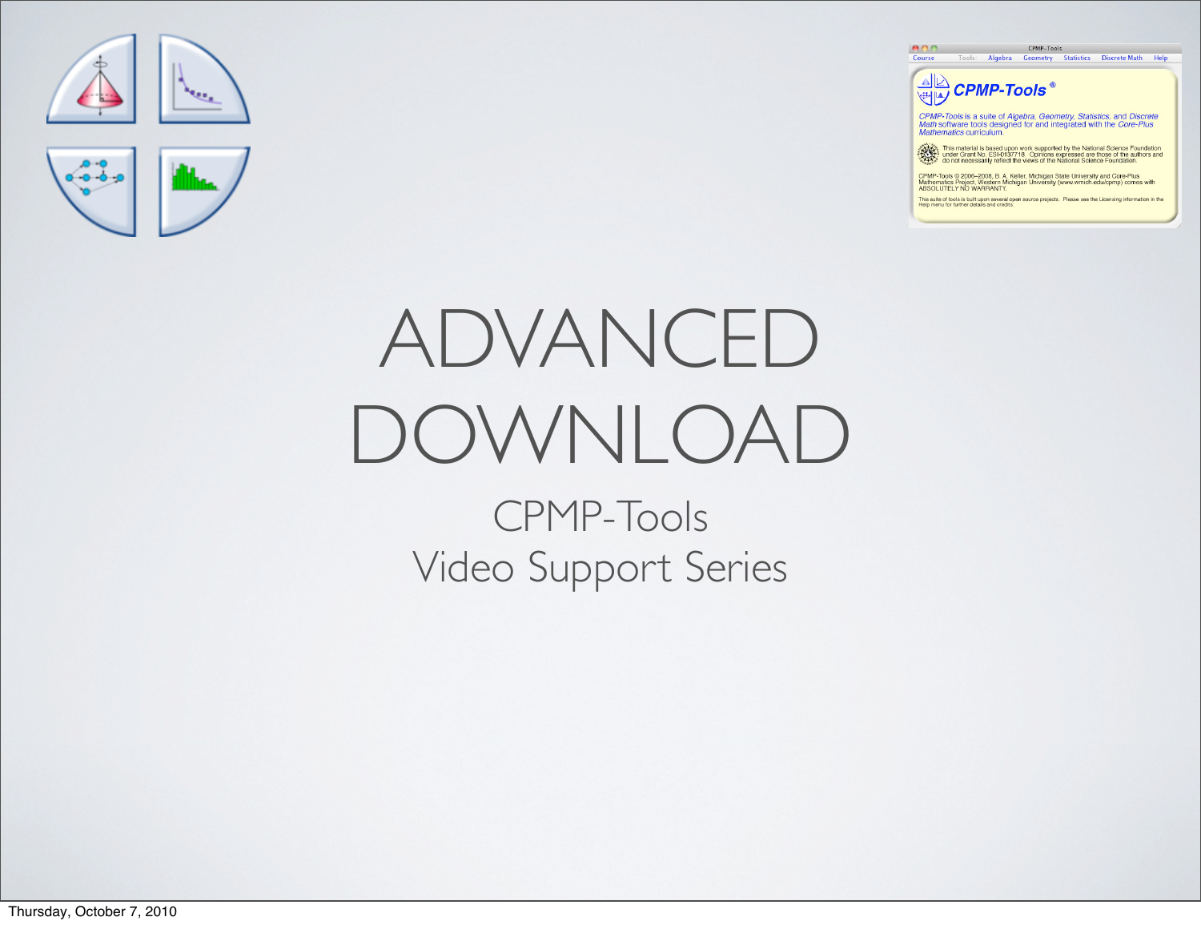# ADVANCED DOWNLOAD

## CPMP-Tools
## Video Support Series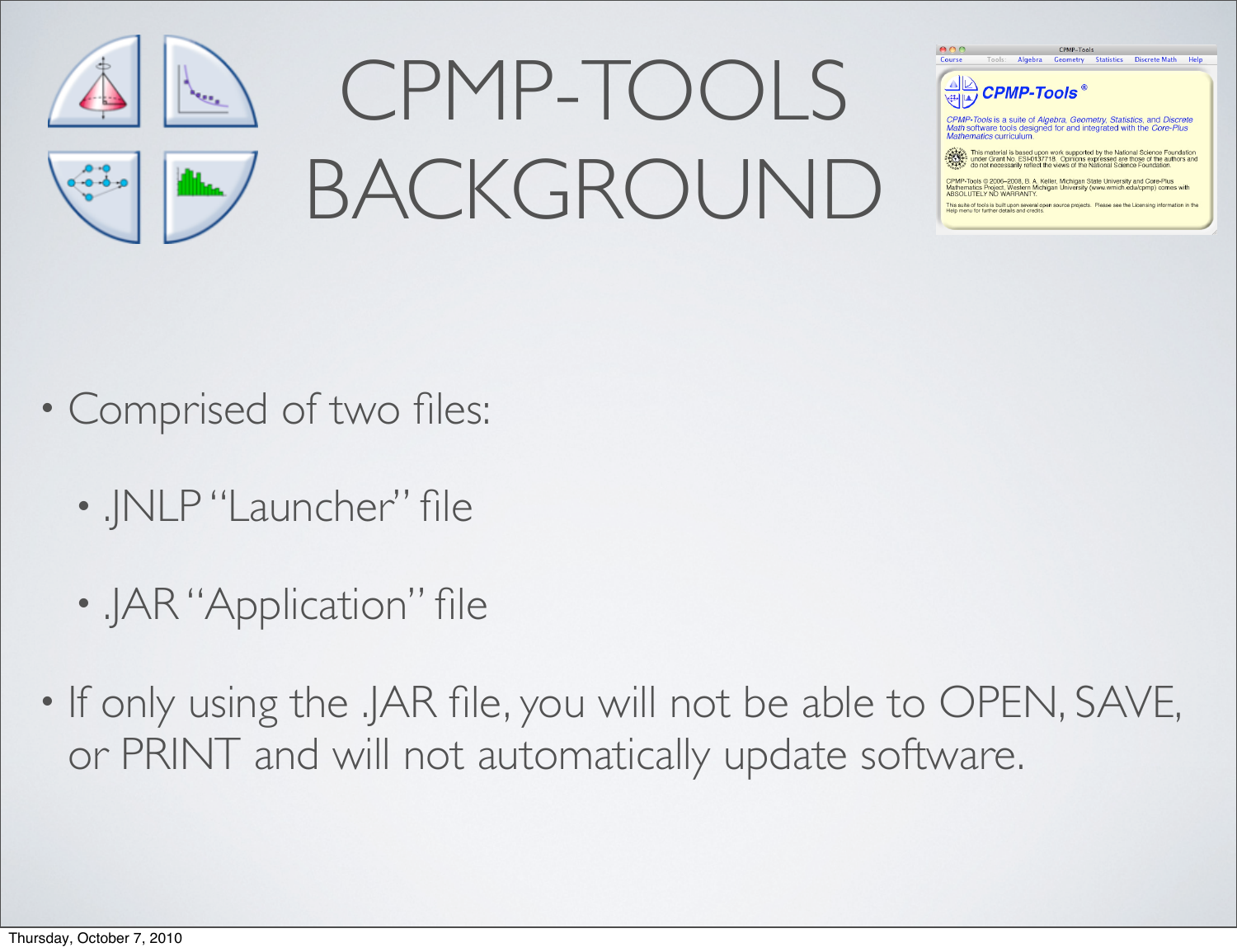# CPMP-TOOLS BACKGROUND

- Comprised of two files:
  - .JNLP "Launcher" file
  - .JAR "Application" file
- If only using the .JAR file, you will not be able to OPEN, SAVE, or PRINT and will not automatically update software.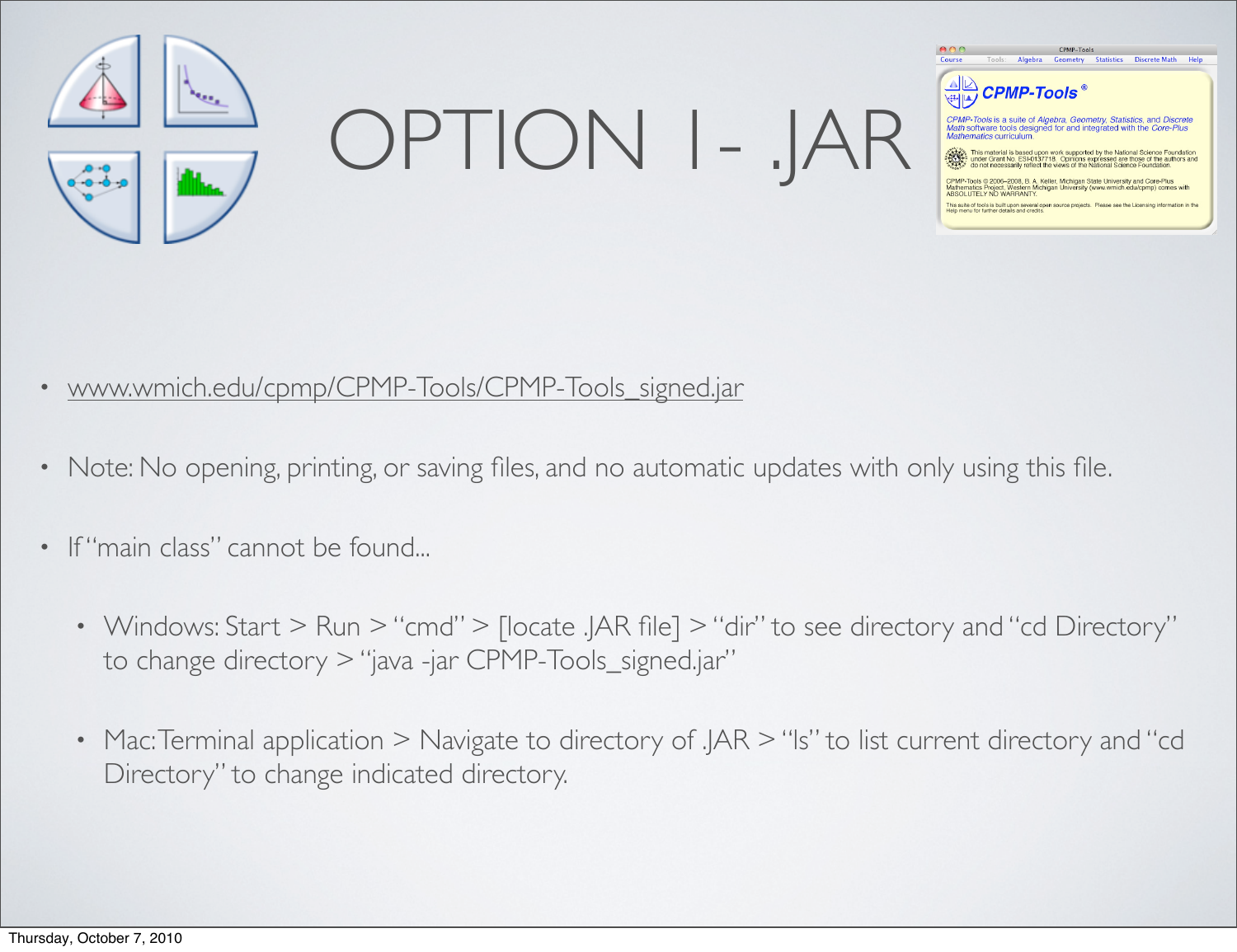# OPTION 1 - .JAR

- www.wmich.edu/cpmp/CPMP-Tools/CPMP-Tools_signed.jar

- Note: No opening, printing, or saving files, and no automatic updates with only using this file.

- If "main class" cannot be found...

  - Windows: Start > Run > "cmd" > [locate .JAR file] > "dir" to see directory and "cd Directory" to change directory > "java -jar CPMP-Tools_signed.jar"

  - Mac: Terminal application > Navigate to directory of .JAR > "ls" to list current directory and "cd Directory" to change indicated directory.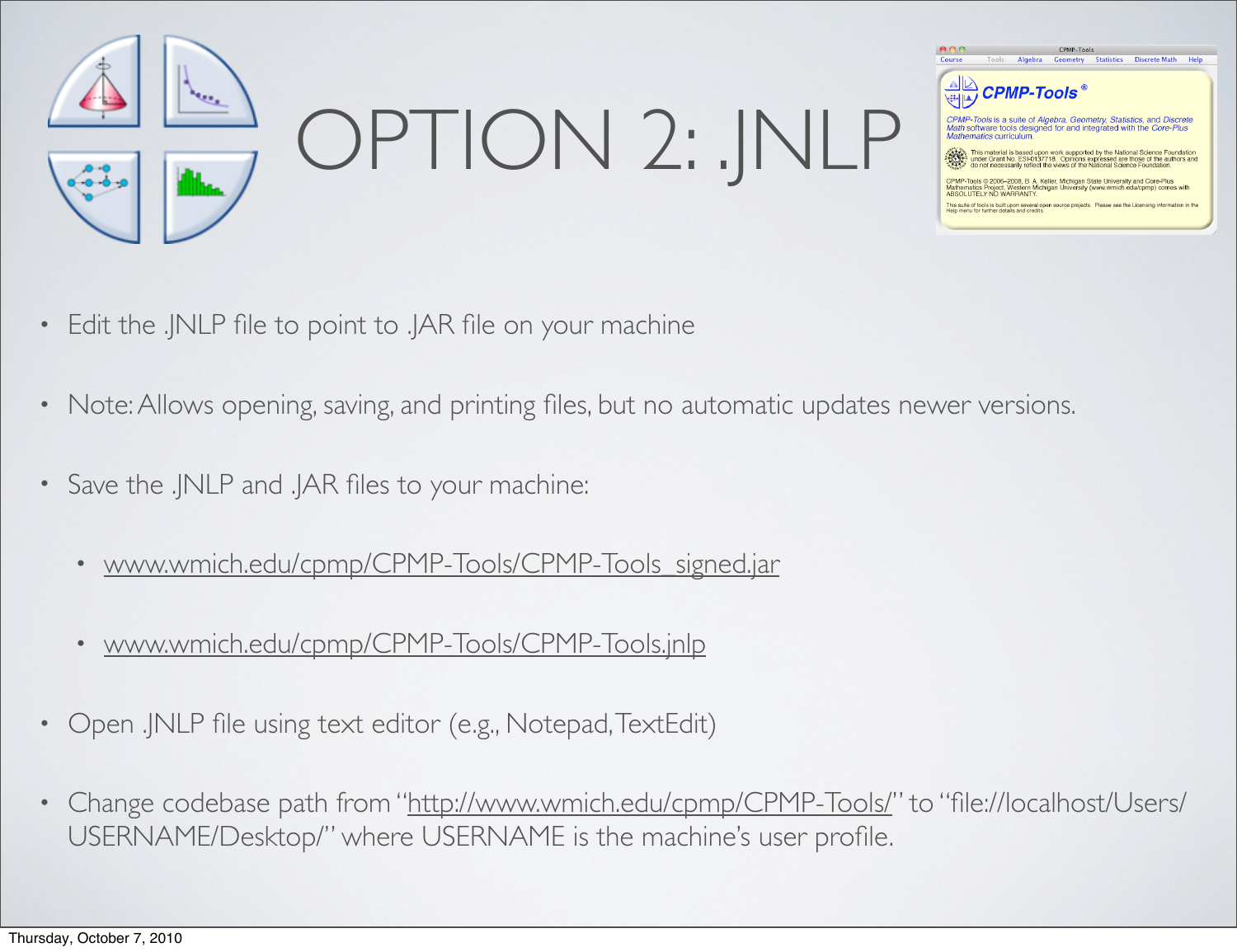# OPTION 2: .JNLP

- Edit the .JNLP file to point to .JAR file on your machine
- Note: Allows opening, saving, and printing files, but no automatic updates newer versions.
- Save the .JNLP and .JAR files to your machine:
  - www.wmich.edu/cpmp/CPMP-Tools/CPMP-Tools_signed.jar
  - www.wmich.edu/cpmp/CPMP-Tools/CPMP-Tools.jnlp
- Open .JNLP file using text editor (e.g., Notepad, TextEdit)
- Change codebase path from "http://www.wmich.edu/cpmp/CPMP-Tools/" to "file://localhost/Users/USERNAME/Desktop/" where USERNAME is the machine's user profile.